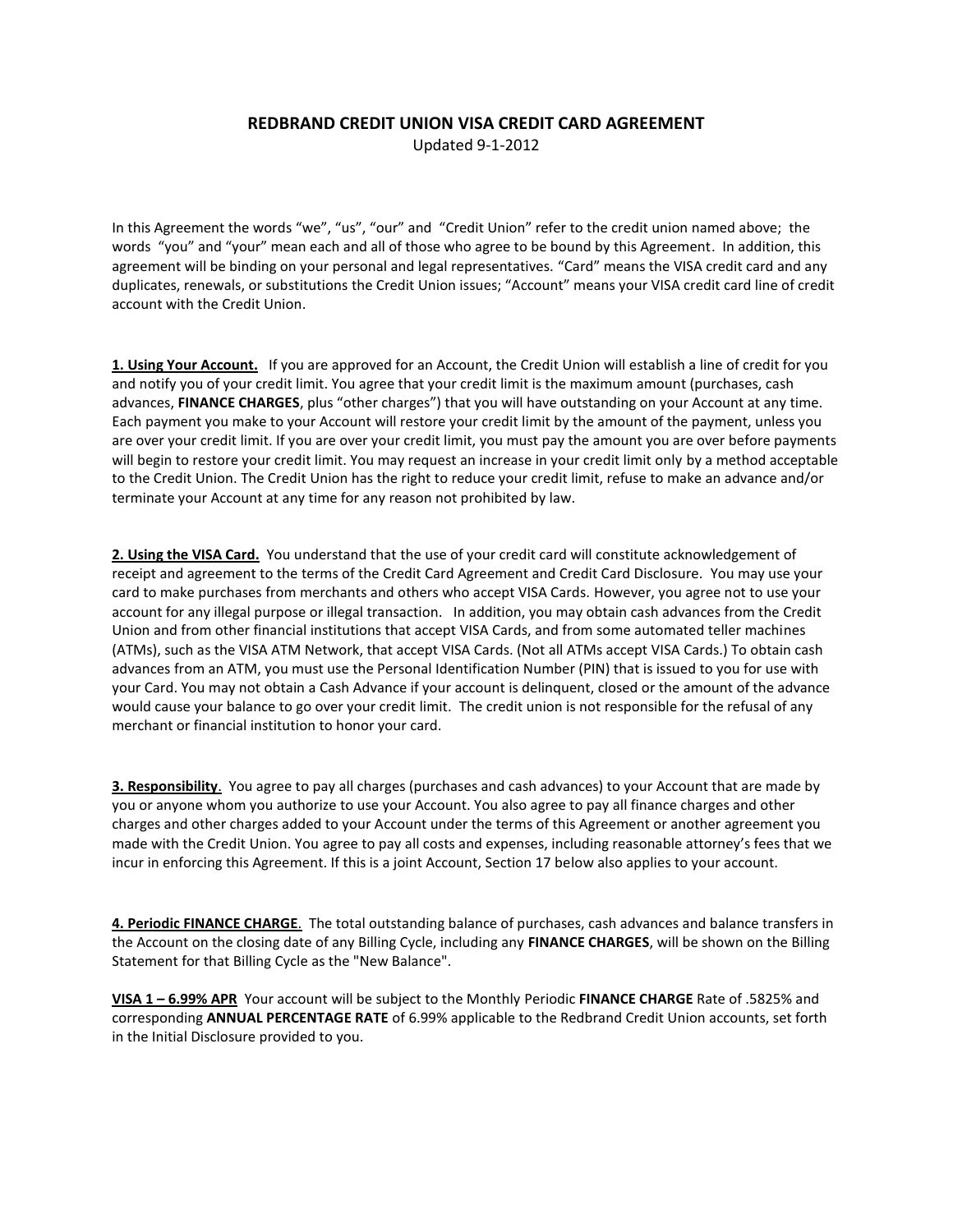# REDBRAND CREDIT UNION VISA CREDIT CARD AGREEMENT

Updated 9-1-2012

In this Agreement the words "we", "us", "our" and "Credit Union" refer to the credit union named above; the words "you" and "your" mean each and all of those who agree to be bound by this Agreement. In addition, this agreement will be binding on your personal and legal representatives. "Card" means the VISA credit card and any duplicates, renewals, or substitutions the Credit Union issues; "Account" means your VISA credit card line of credit account with the Credit Union.

**1. Using Your Account.** If you are approved for an Account, the Credit Union will establish a line of credit for you and notify you of your credit limit. You agree that your credit limit is the maximum amount (purchases, cash advances, **FINANCE CHARGES**, plus "other charges") that you will have outstanding on your Account at any time. Each payment you make to your Account will restore your credit limit by the amount of the payment, unless you are over your credit limit. If you are over your credit limit, you must pay the amount you are over before payments will begin to restore your credit limit. You may request an increase in your credit limit only by a method acceptable to the Credit Union. The Credit Union has the right to reduce your credit limit, refuse to make an advance and/or terminate your Account at any time for any reason not prohibited by law.

**2. Using the VISA Card.** You understand that the use of your credit card will constitute acknowledgement of receipt and agreement to the terms of the Credit Card Agreement and Credit Card Disclosure. You may use your card to make purchases from merchants and others who accept VISA Cards. However, you agree not to use your account for any illegal purpose or illegal transaction. In addition, you may obtain cash advances from the Credit Union and from other financial institutions that accept VISA Cards, and from some automated teller machines (ATMs), such as the VISA ATM Network, that accept VISA Cards. (Not all ATMs accept VISA Cards.) To obtain cash advances from an ATM, you must use the Personal Identification Number (PIN) that is issued to you for use with your Card. You may not obtain a Cash Advance if your account is delinquent, closed or the amount of the advance would cause your balance to go over your credit limit. The credit union is not responsible for the refusal of any merchant or financial institution to honor your card.

**3. Responsibility**. You agree to pay all charges (purchases and cash advances) to your Account that are made by you or anyone whom you authorize to use your Account. You also agree to pay all finance charges and other charges and other charges added to your Account under the terms of this Agreement or another agreement you made with the Credit Union. You agree to pay all costs and expenses, including reasonable attorney's fees that we incur in enforcing this Agreement. If this is a joint Account, Section 17 below also applies to your account.

**4. Periodic FINANCE CHARGE**. The total outstanding balance of purchases, cash advances and balance transfers in the Account on the closing date of any Billing Cycle, including any **FINANCE CHARGES**, will be shown on the Billing Statement for that Billing Cycle as the "New Balance".

**VISA 1 – 6.99% APR** Your account will be subject to the Monthly Periodic **FINANCE CHARGE** Rate of .5825% and corresponding **ANNUAL PERCENTAGE RATE** of 6.99% applicable to the Redbrand Credit Union accounts, set forth in the Initial Disclosure provided to you.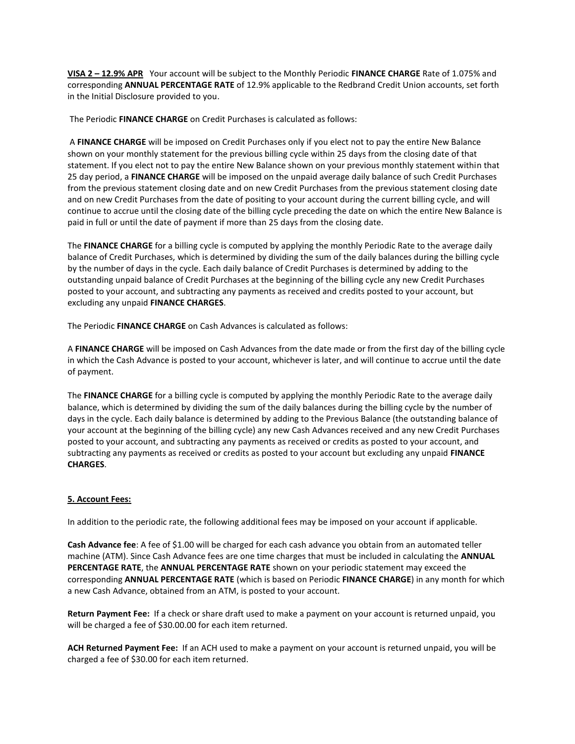**VISA 2 – 12.9% APR** Your account will be subject to the Monthly Periodic **FINANCE CHARGE** Rate of 1.075% and corresponding **ANNUAL PERCENTAGE RATE** of 12.9% applicable to the Redbrand Credit Union accounts, set forth in the Initial Disclosure provided to you.

The Periodic **FINANCE CHARGE** on Credit Purchases is calculated as follows:

A **FINANCE CHARGE** will be imposed on Credit Purchases only if you elect not to pay the entire New Balance shown on your monthly statement for the previous billing cycle within 25 days from the closing date of that statement. If you elect not to pay the entire New Balance shown on your previous monthly statement within that 25 day period, a **FINANCE CHARGE** will be imposed on the unpaid average daily balance of such Credit Purchases from the previous statement closing date and on new Credit Purchases from the previous statement closing date and on new Credit Purchases from the date of positing to your account during the current billing cycle, and will continue to accrue until the closing date of the billing cycle preceding the date on which the entire New Balance is paid in full or until the date of payment if more than 25 days from the closing date.

The **FINANCE CHARGE** for a billing cycle is computed by applying the monthly Periodic Rate to the average daily balance of Credit Purchases, which is determined by dividing the sum of the daily balances during the billing cycle by the number of days in the cycle. Each daily balance of Credit Purchases is determined by adding to the outstanding unpaid balance of Credit Purchases at the beginning of the billing cycle any new Credit Purchases posted to your account, and subtracting any payments as received and credits posted to your account, but excluding any unpaid **FINANCE CHARGES**.

The Periodic **FINANCE CHARGE** on Cash Advances is calculated as follows:

A **FINANCE CHARGE** will be imposed on Cash Advances from the date made or from the first day of the billing cycle in which the Cash Advance is posted to your account, whichever is later, and will continue to accrue until the date of payment.

The **FINANCE CHARGE** for a billing cycle is computed by applying the monthly Periodic Rate to the average daily balance, which is determined by dividing the sum of the daily balances during the billing cycle by the number of days in the cycle. Each daily balance is determined by adding to the Previous Balance (the outstanding balance of your account at the beginning of the billing cycle) any new Cash Advances received and any new Credit Purchases posted to your account, and subtracting any payments as received or credits as posted to your account, and subtracting any payments as received or credits as posted to your account but excluding any unpaid **FINANCE CHARGES**.

**5. Account Fees:**

In addition to the periodic rate, the following additional fees may be imposed on your account if applicable.

**Cash Advance fee**: A fee of $1.00 will be charged for each cash advance you obtain from an automated teller machine (ATM). Since Cash Advance fees are one time charges that must be included in calculating the **ANNUAL PERCENTAGE RATE**, the **ANNUAL PERCENTAGE RATE** shown on your periodic statement may exceed the corresponding **ANNUAL PERCENTAGE RATE** (which is based on Periodic **FINANCE CHARGE**) in any month for which a new Cash Advance, obtained from an ATM, is posted to your account.

**Return Payment Fee:** If a check or share draft used to make a payment on your account is returned unpaid, you will be charged a fee of $30.00.00 for each item returned.

**ACH Returned Payment Fee:** If an ACH used to make a payment on your account is returned unpaid, you will be charged a fee of $30.00 for each item returned.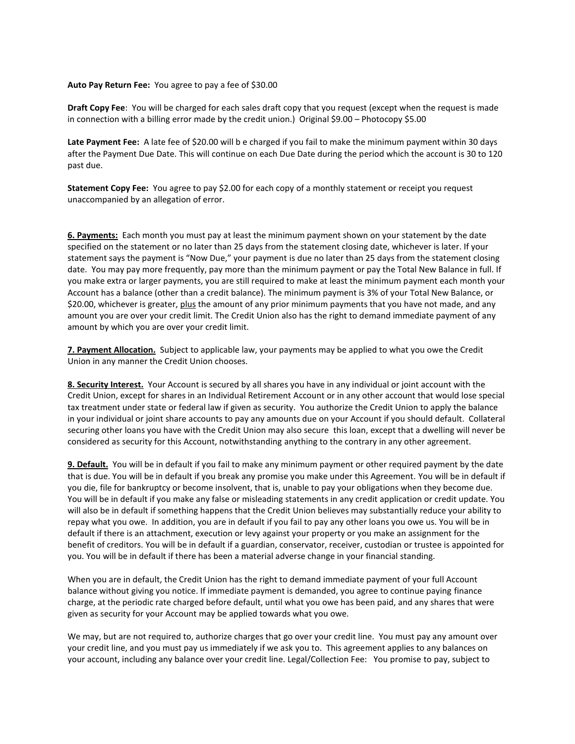**Auto Pay Return Fee:** You agree to pay a fee of $30.00

**Draft Copy Fee**: You will be charged for each sales draft copy that you request (except when the request is made in connection with a billing error made by the credit union.) Original $9.00 – Photocopy $5.00

**Late Payment Fee:** A late fee of $20.00 will b e charged if you fail to make the minimum payment within 30 days after the Payment Due Date. This will continue on each Due Date during the period which the account is 30 to 120 past due.

**Statement Copy Fee:** You agree to pay $2.00 for each copy of a monthly statement or receipt you request unaccompanied by an allegation of error.

**6. Payments:** Each month you must pay at least the minimum payment shown on your statement by the date specified on the statement or no later than 25 days from the statement closing date, whichever is later. If your statement says the payment is "Now Due," your payment is due no later than 25 days from the statement closing date. You may pay more frequently, pay more than the minimum payment or pay the Total New Balance in full. If you make extra or larger payments, you are still required to make at least the minimum payment each month your Account has a balance (other than a credit balance). The minimum payment is 3% of your Total New Balance, or $20.00, whichever is greater, plus the amount of any prior minimum payments that you have not made, and any amount you are over your credit limit. The Credit Union also has the right to demand immediate payment of any amount by which you are over your credit limit.

**7. Payment Allocation.** Subject to applicable law, your payments may be applied to what you owe the Credit Union in any manner the Credit Union chooses.

**8. Security Interest.** Your Account is secured by all shares you have in any individual or joint account with the Credit Union, except for shares in an Individual Retirement Account or in any other account that would lose special tax treatment under state or federal law if given as security. You authorize the Credit Union to apply the balance in your individual or joint share accounts to pay any amounts due on your Account if you should default. Collateral securing other loans you have with the Credit Union may also secure this loan, except that a dwelling will never be considered as security for this Account, notwithstanding anything to the contrary in any other agreement.

**9. Default.** You will be in default if you fail to make any minimum payment or other required payment by the date that is due. You will be in default if you break any promise you make under this Agreement. You will be in default if you die, file for bankruptcy or become insolvent, that is, unable to pay your obligations when they become due. You will be in default if you make any false or misleading statements in any credit application or credit update. You will also be in default if something happens that the Credit Union believes may substantially reduce your ability to repay what you owe. In addition, you are in default if you fail to pay any other loans you owe us. You will be in default if there is an attachment, execution or levy against your property or you make an assignment for the benefit of creditors. You will be in default if a guardian, conservator, receiver, custodian or trustee is appointed for you. You will be in default if there has been a material adverse change in your financial standing.

When you are in default, the Credit Union has the right to demand immediate payment of your full Account balance without giving you notice. If immediate payment is demanded, you agree to continue paying finance charge, at the periodic rate charged before default, until what you owe has been paid, and any shares that were given as security for your Account may be applied towards what you owe.

We may, but are not required to, authorize charges that go over your credit line. You must pay any amount over your credit line, and you must pay us immediately if we ask you to. This agreement applies to any balances on your account, including any balance over your credit line. Legal/Collection Fee: You promise to pay, subject to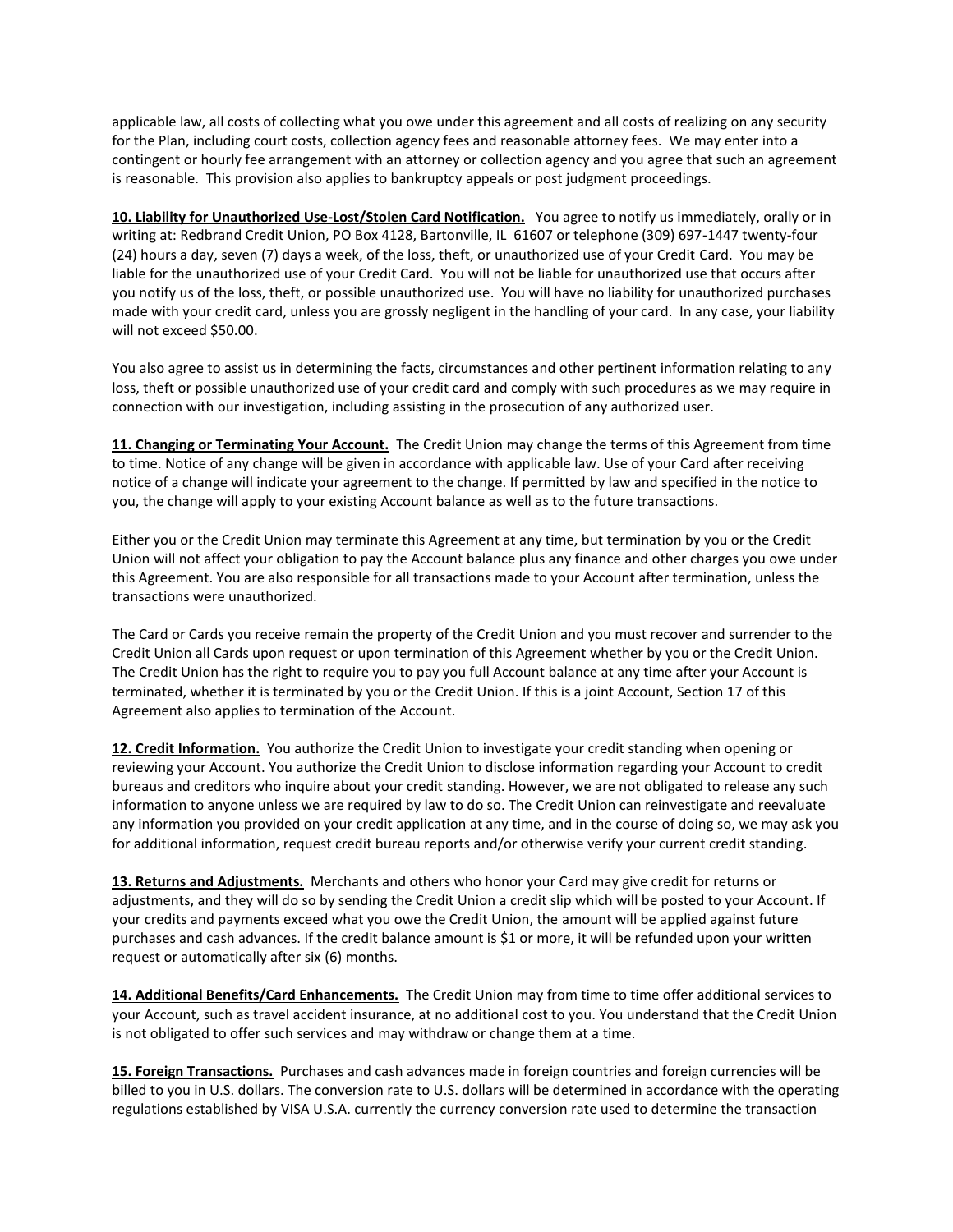applicable law, all costs of collecting what you owe under this agreement and all costs of realizing on any security for the Plan, including court costs, collection agency fees and reasonable attorney fees. We may enter into a contingent or hourly fee arrangement with an attorney or collection agency and you agree that such an agreement is reasonable. This provision also applies to bankruptcy appeals or post judgment proceedings.

**10. Liability for Unauthorized Use-Lost/Stolen Card Notification.** You agree to notify us immediately, orally or in writing at: Redbrand Credit Union, PO Box 4128, Bartonville, IL 61607 or telephone (309) 697-1447 twenty-four (24) hours a day, seven (7) days a week, of the loss, theft, or unauthorized use of your Credit Card. You may be liable for the unauthorized use of your Credit Card. You will not be liable for unauthorized use that occurs after you notify us of the loss, theft, or possible unauthorized use. You will have no liability for unauthorized purchases made with your credit card, unless you are grossly negligent in the handling of your card. In any case, your liability will not exceed $50.00.

You also agree to assist us in determining the facts, circumstances and other pertinent information relating to any loss, theft or possible unauthorized use of your credit card and comply with such procedures as we may require in connection with our investigation, including assisting in the prosecution of any authorized user.

**11. Changing or Terminating Your Account.** The Credit Union may change the terms of this Agreement from time to time. Notice of any change will be given in accordance with applicable law. Use of your Card after receiving notice of a change will indicate your agreement to the change. If permitted by law and specified in the notice to you, the change will apply to your existing Account balance as well as to the future transactions.

Either you or the Credit Union may terminate this Agreement at any time, but termination by you or the Credit Union will not affect your obligation to pay the Account balance plus any finance and other charges you owe under this Agreement. You are also responsible for all transactions made to your Account after termination, unless the transactions were unauthorized.

The Card or Cards you receive remain the property of the Credit Union and you must recover and surrender to the Credit Union all Cards upon request or upon termination of this Agreement whether by you or the Credit Union. The Credit Union has the right to require you to pay you full Account balance at any time after your Account is terminated, whether it is terminated by you or the Credit Union. If this is a joint Account, Section 17 of this Agreement also applies to termination of the Account.

**12. Credit Information.** You authorize the Credit Union to investigate your credit standing when opening or reviewing your Account. You authorize the Credit Union to disclose information regarding your Account to credit bureaus and creditors who inquire about your credit standing. However, we are not obligated to release any such information to anyone unless we are required by law to do so. The Credit Union can reinvestigate and reevaluate any information you provided on your credit application at any time, and in the course of doing so, we may ask you for additional information, request credit bureau reports and/or otherwise verify your current credit standing.

**13. Returns and Adjustments.** Merchants and others who honor your Card may give credit for returns or adjustments, and they will do so by sending the Credit Union a credit slip which will be posted to your Account. If your credits and payments exceed what you owe the Credit Union, the amount will be applied against future purchases and cash advances. If the credit balance amount is $1 or more, it will be refunded upon your written request or automatically after six (6) months.

**14. Additional Benefits/Card Enhancements.** The Credit Union may from time to time offer additional services to your Account, such as travel accident insurance, at no additional cost to you. You understand that the Credit Union is not obligated to offer such services and may withdraw or change them at a time.

**15. Foreign Transactions.** Purchases and cash advances made in foreign countries and foreign currencies will be billed to you in U.S. dollars. The conversion rate to U.S. dollars will be determined in accordance with the operating regulations established by VISA U.S.A. currently the currency conversion rate used to determine the transaction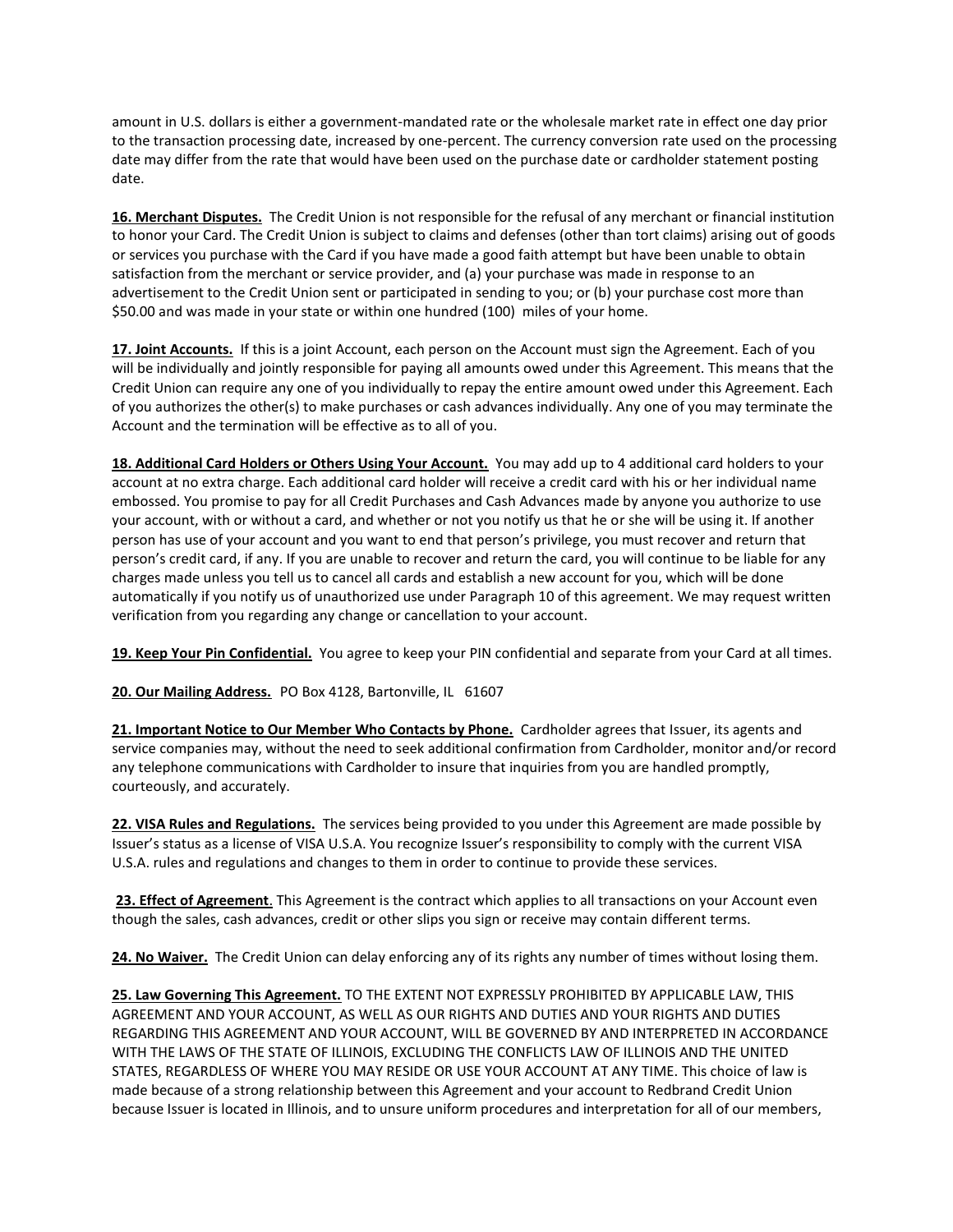amount in U.S. dollars is either a government-mandated rate or the wholesale market rate in effect one day prior to the transaction processing date, increased by one-percent. The currency conversion rate used on the processing date may differ from the rate that would have been used on the purchase date or cardholder statement posting date.

**16. Merchant Disputes.** The Credit Union is not responsible for the refusal of any merchant or financial institution to honor your Card. The Credit Union is subject to claims and defenses (other than tort claims) arising out of goods or services you purchase with the Card if you have made a good faith attempt but have been unable to obtain satisfaction from the merchant or service provider, and (a) your purchase was made in response to an advertisement to the Credit Union sent or participated in sending to you; or (b) your purchase cost more than $50.00 and was made in your state or within one hundred (100) miles of your home.

**17. Joint Accounts.** If this is a joint Account, each person on the Account must sign the Agreement. Each of you will be individually and jointly responsible for paying all amounts owed under this Agreement. This means that the Credit Union can require any one of you individually to repay the entire amount owed under this Agreement. Each of you authorizes the other(s) to make purchases or cash advances individually. Any one of you may terminate the Account and the termination will be effective as to all of you.

**18. Additional Card Holders or Others Using Your Account.** You may add up to 4 additional card holders to your account at no extra charge. Each additional card holder will receive a credit card with his or her individual name embossed. You promise to pay for all Credit Purchases and Cash Advances made by anyone you authorize to use your account, with or without a card, and whether or not you notify us that he or she will be using it. If another person has use of your account and you want to end that person's privilege, you must recover and return that person's credit card, if any. If you are unable to recover and return the card, you will continue to be liable for any charges made unless you tell us to cancel all cards and establish a new account for you, which will be done automatically if you notify us of unauthorized use under Paragraph 10 of this agreement. We may request written verification from you regarding any change or cancellation to your account.

**19. Keep Your Pin Confidential.** You agree to keep your PIN confidential and separate from your Card at all times.

**20. Our Mailing Address.** PO Box 4128, Bartonville, IL 61607

**21. Important Notice to Our Member Who Contacts by Phone.** Cardholder agrees that Issuer, its agents and service companies may, without the need to seek additional confirmation from Cardholder, monitor and/or record any telephone communications with Cardholder to insure that inquiries from you are handled promptly, courteously, and accurately.

**22. VISA Rules and Regulations.** The services being provided to you under this Agreement are made possible by Issuer's status as a license of VISA U.S.A. You recognize Issuer's responsibility to comply with the current VISA U.S.A. rules and regulations and changes to them in order to continue to provide these services.

**23. Effect of Agreement**. This Agreement is the contract which applies to all transactions on your Account even though the sales, cash advances, credit or other slips you sign or receive may contain different terms.

**24. No Waiver.** The Credit Union can delay enforcing any of its rights any number of times without losing them.

**25. Law Governing This Agreement.** TO THE EXTENT NOT EXPRESSLY PROHIBITED BY APPLICABLE LAW, THIS AGREEMENT AND YOUR ACCOUNT, AS WELL AS OUR RIGHTS AND DUTIES AND YOUR RIGHTS AND DUTIES REGARDING THIS AGREEMENT AND YOUR ACCOUNT, WILL BE GOVERNED BY AND INTERPRETED IN ACCORDANCE WITH THE LAWS OF THE STATE OF ILLINOIS, EXCLUDING THE CONFLICTS LAW OF ILLINOIS AND THE UNITED STATES, REGARDLESS OF WHERE YOU MAY RESIDE OR USE YOUR ACCOUNT AT ANY TIME. This choice of law is made because of a strong relationship between this Agreement and your account to Redbrand Credit Union because Issuer is located in Illinois, and to unsure uniform procedures and interpretation for all of our members,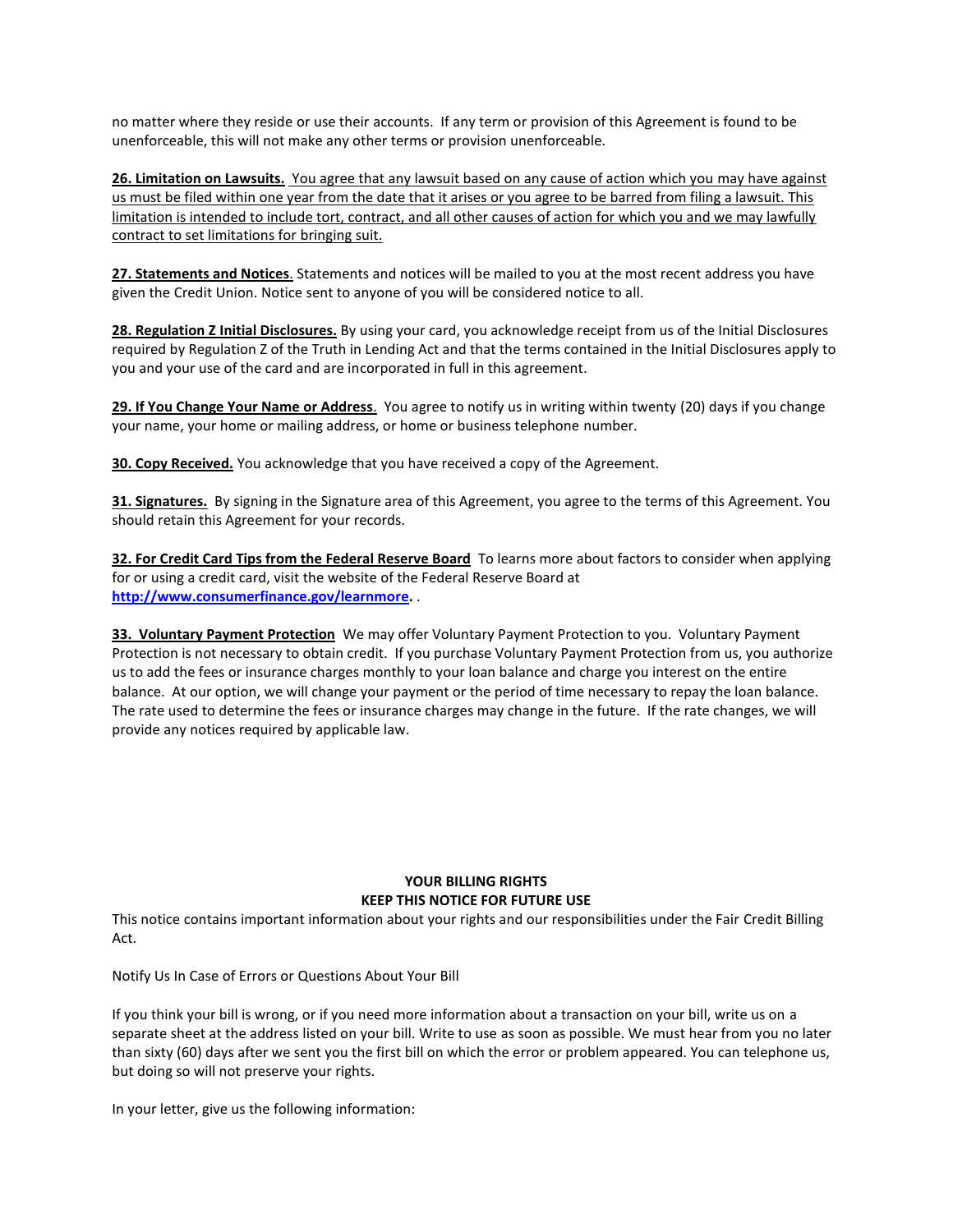no matter where they reside or use their accounts. If any term or provision of this Agreement is found to be unenforceable, this will not make any other terms or provision unenforceable.

**26. Limitation on Lawsuits.** You agree that any lawsuit based on any cause of action which you may have against us must be filed within one year from the date that it arises or you agree to be barred from filing a lawsuit. This limitation is intended to include tort, contract, and all other causes of action for which you and we may lawfully contract to set limitations for bringing suit.

**27. Statements and Notices**. Statements and notices will be mailed to you at the most recent address you have given the Credit Union. Notice sent to anyone of you will be considered notice to all.

**28. Regulation Z Initial Disclosures.** By using your card, you acknowledge receipt from us of the Initial Disclosures required by Regulation Z of the Truth in Lending Act and that the terms contained in the Initial Disclosures apply to you and your use of the card and are incorporated in full in this agreement.

**29. If You Change Your Name or Address**. You agree to notify us in writing within twenty (20) days if you change your name, your home or mailing address, or home or business telephone number.

**30. Copy Received.** You acknowledge that you have received a copy of the Agreement.

**31. Signatures.** By signing in the Signature area of this Agreement, you agree to the terms of this Agreement. You should retain this Agreement for your records.

**32. For Credit Card Tips from the Federal Reserve Board** To learns more about factors to consider when applying for or using a credit card, visit the website of the Federal Reserve Board at **http://www.consumerfinance.gov/learnmore.** .

**33. Voluntary Payment Protection** We may offer Voluntary Payment Protection to you. Voluntary Payment Protection is not necessary to obtain credit. If you purchase Voluntary Payment Protection from us, you authorize us to add the fees or insurance charges monthly to your loan balance and charge you interest on the entire balance. At our option, we will change your payment or the period of time necessary to repay the loan balance. The rate used to determine the fees or insurance charges may change in the future. If the rate changes, we will provide any notices required by applicable law.

**YOUR BILLING RIGHTS**
**KEEP THIS NOTICE FOR FUTURE USE**

This notice contains important information about your rights and our responsibilities under the Fair Credit Billing Act.

Notify Us In Case of Errors or Questions About Your Bill

If you think your bill is wrong, or if you need more information about a transaction on your bill, write us on a separate sheet at the address listed on your bill. Write to use as soon as possible. We must hear from you no later than sixty (60) days after we sent you the first bill on which the error or problem appeared. You can telephone us, but doing so will not preserve your rights.

In your letter, give us the following information: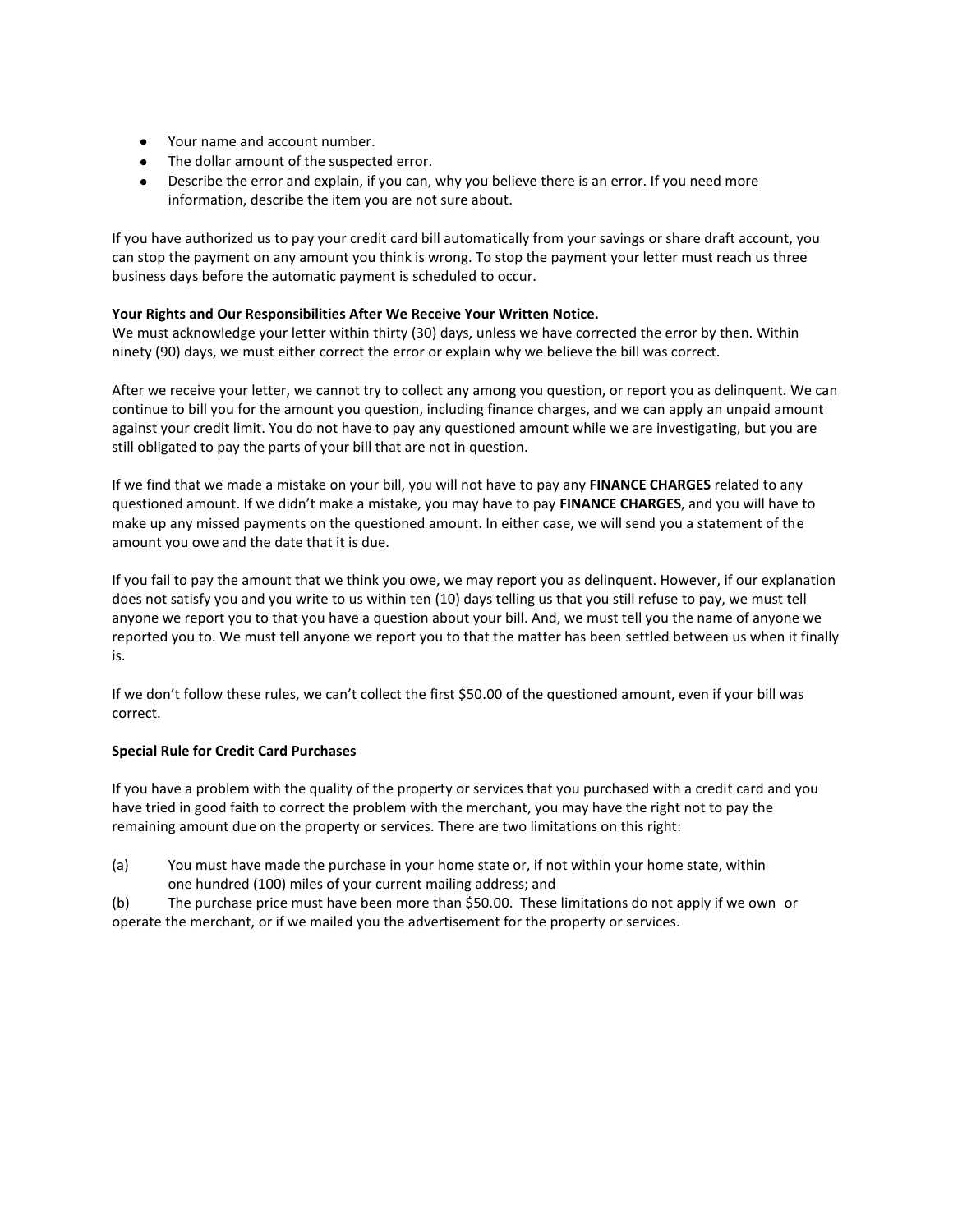- Your name and account number.
- The dollar amount of the suspected error.
- Describe the error and explain, if you can, why you believe there is an error. If you need more information, describe the item you are not sure about.

If you have authorized us to pay your credit card bill automatically from your savings or share draft account, you can stop the payment on any amount you think is wrong. To stop the payment your letter must reach us three business days before the automatic payment is scheduled to occur.

**Your Rights and Our Responsibilities After We Receive Your Written Notice.**
We must acknowledge your letter within thirty (30) days, unless we have corrected the error by then. Within ninety (90) days, we must either correct the error or explain why we believe the bill was correct.

After we receive your letter, we cannot try to collect any among you question, or report you as delinquent. We can continue to bill you for the amount you question, including finance charges, and we can apply an unpaid amount against your credit limit. You do not have to pay any questioned amount while we are investigating, but you are still obligated to pay the parts of your bill that are not in question.

If we find that we made a mistake on your bill, you will not have to pay any **FINANCE CHARGES** related to any questioned amount. If we didn't make a mistake, you may have to pay **FINANCE CHARGES**, and you will have to make up any missed payments on the questioned amount. In either case, we will send you a statement of the amount you owe and the date that it is due.

If you fail to pay the amount that we think you owe, we may report you as delinquent. However, if our explanation does not satisfy you and you write to us within ten (10) days telling us that you still refuse to pay, we must tell anyone we report you to that you have a question about your bill. And, we must tell you the name of anyone we reported you to. We must tell anyone we report you to that the matter has been settled between us when it finally is.

If we don't follow these rules, we can't collect the first $50.00 of the questioned amount, even if your bill was correct.

**Special Rule for Credit Card Purchases**

If you have a problem with the quality of the property or services that you purchased with a credit card and you have tried in good faith to correct the problem with the merchant, you may have the right not to pay the remaining amount due on the property or services. There are two limitations on this right:

(a) You must have made the purchase in your home state or, if not within your home state, within one hundred (100) miles of your current mailing address; and

(b) The purchase price must have been more than $50.00. These limitations do not apply if we own or operate the merchant, or if we mailed you the advertisement for the property or services.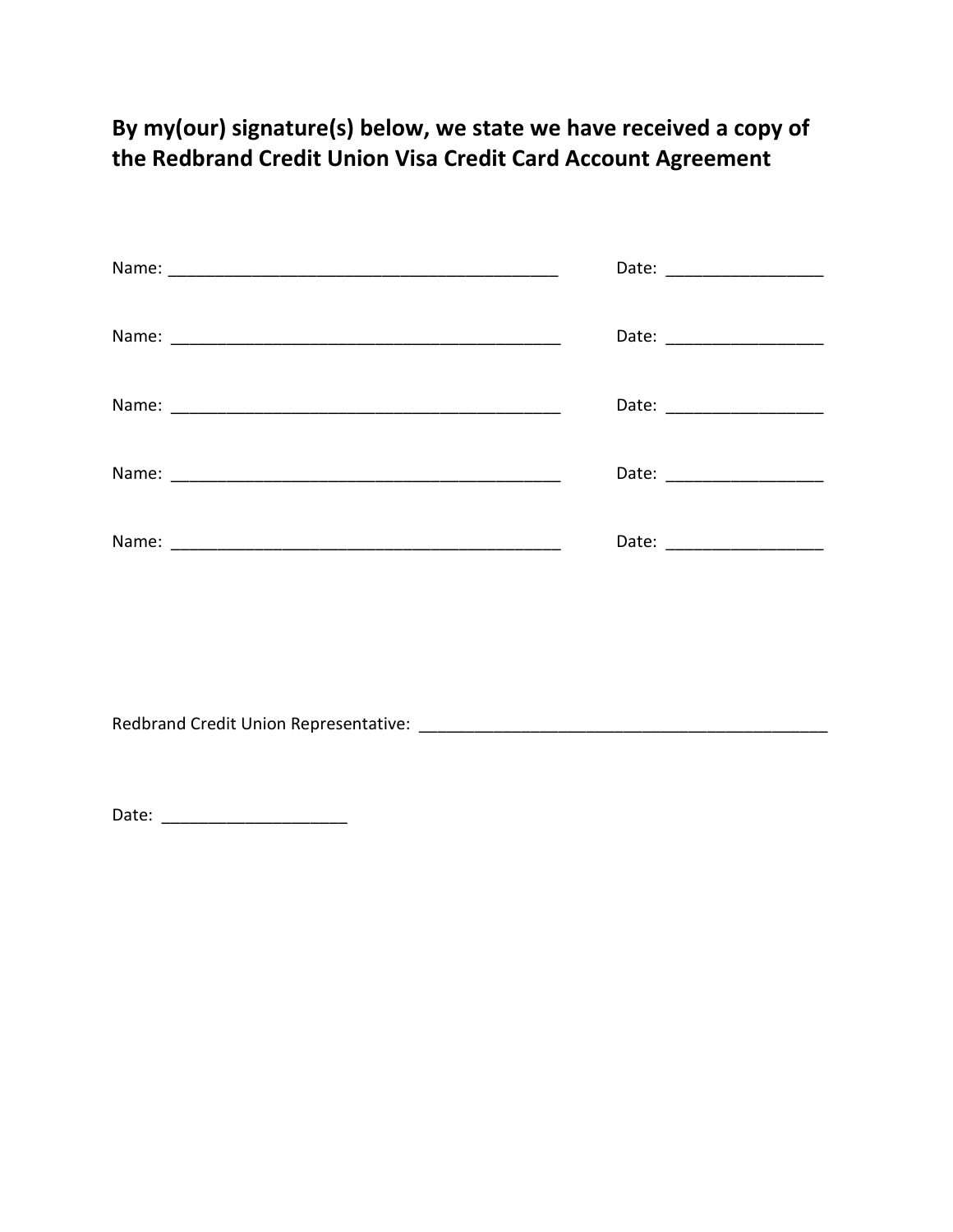**By my(our) signature(s) below, we state we have received a copy of the Redbrand Credit Union Visa Credit Card Account Agreement**

Name: ___________________________________________ Date: _________________

Name: ___________________________________________ Date: _________________

Name: ___________________________________________ Date: _________________

Name: ___________________________________________ Date: _________________

Name: ___________________________________________ Date: _________________

Redbrand Credit Union Representative: ______________________________________________

Date: ____________________